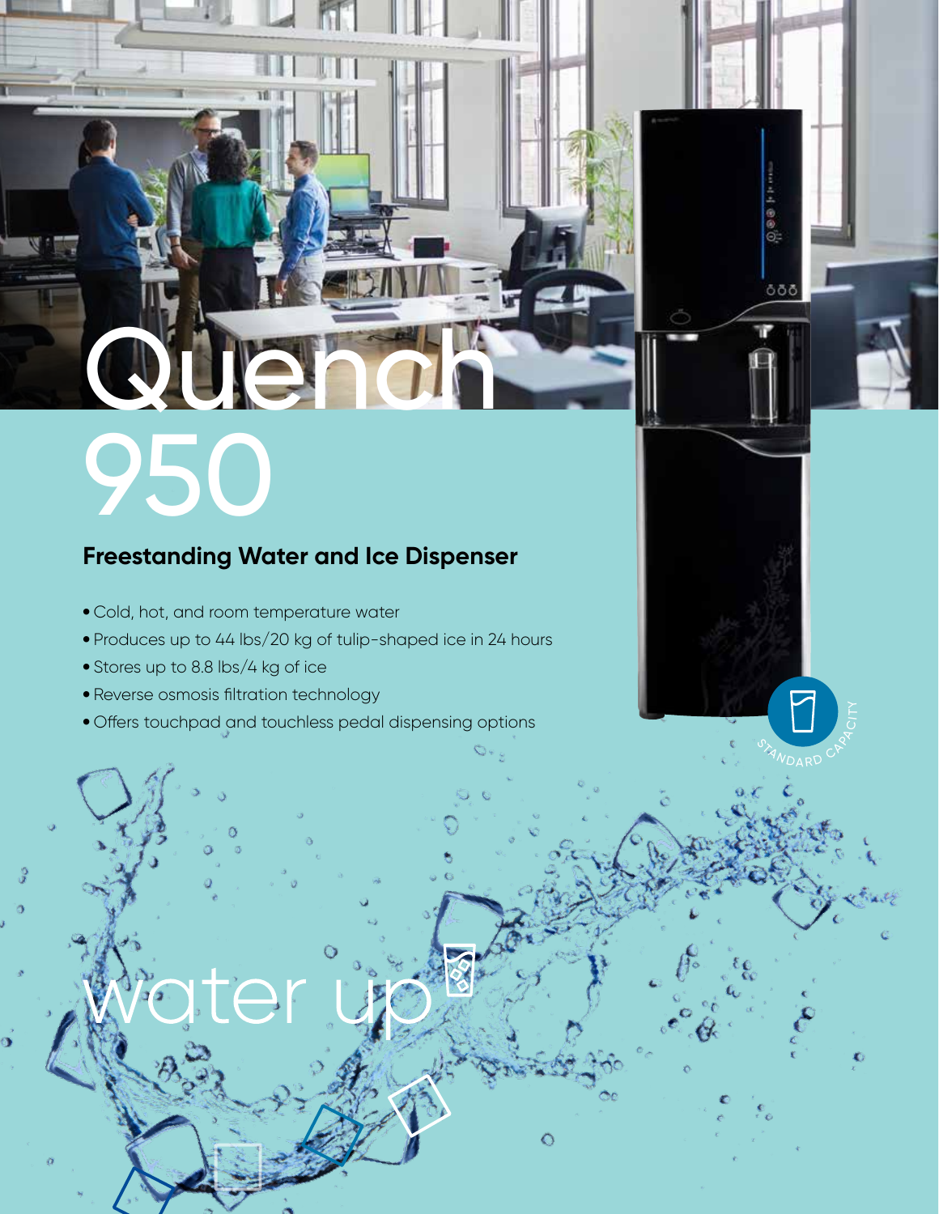# Quench 950

## Freestanding Water and Ice Dispenser

- Cold, hot, and room temperature water
- Produces up to 44 lbs/20 kg of tulip-shaped ice in 24 hours
- Stores up to 8.8 lbs/4 kg of ice
- Reverse osmosis filtration technology
- Offers touchpad and touchless pedal dispensing options

STANDARD CAPACITY

water up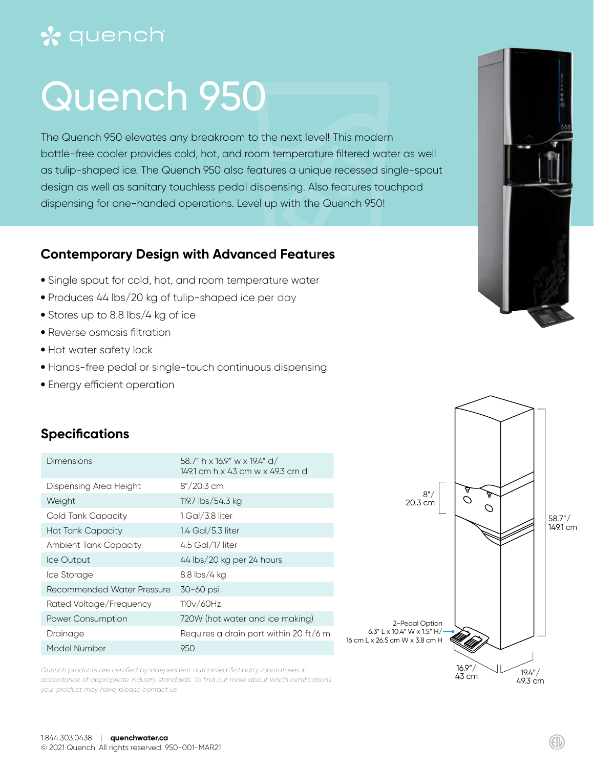quench

# Quench 950

The Quench 950 elevates any breakroom to the next level! This modern bottle-free cooler provides cold, hot, and room temperature filtered water as well as tulip-shaped ice. The Quench 950 also features a unique recessed single-spout design as well as sanitary touchless pedal dispensing. Also features touchpad dispensing for one-handed operations. Level up with the Quench 950!

## Contemporary Design with Advanced Features

- Single spout for cold, hot, and room temperature water
- Produces 44 lbs/20 kg of tulip-shaped ice per day
- Stores up to 8.8 lbs/4 kg of ice
- Reverse osmosis filtration
- Hot water safety lock
- Hands-free pedal or single-touch continuous dispensing
- Energy efficient operation

## Specifications

| | |
|---|---|
| Dimensions | 58.7" h x 16.9" w x 19.4" d/ 149.1 cm h x 43 cm w x 49.3 cm d |
| Dispensing Area Height | 8"/20.3 cm |
| Weight | 119.7 lbs/54.3 kg |
| Cold Tank Capacity | 1 Gal/3.8 liter |
| Hot Tank Capacity | 1.4 Gal/5.3 liter |
| Ambient Tank Capacity | 4.5 Gal/17 liter |
| Ice Output | 44 lbs/20 kg per 24 hours |
| Ice Storage | 8.8 lbs/4 kg |
| Recommended Water Pressure | 30-60 psi |
| Rated Voltage/Frequency | 110v/60Hz |
| Power Consumption | 720W (hot water and ice making) |
| Drainage | Requires a drain port within 20 ft/6 m |
| Model Number | 950 |

*Quench products are certified by independent authorized 3rd party laboratories in accordance of appropriate industry standards. To find out more about which certifications your product may have, please contact us.*

8"/
20.3 cm

58.7"/
149.1 cm

2-Pedal Option
6.3" L x 10.4" W x 1.5" H/
16 cm L x 26.5 cm W x 3.8 cm H

16.9"/
43 cm

19.4"/
49.3 cm

1.844.303.0438 | **quenchwater.ca**
© 2021 Quench. All rights reserved. 950-001-MAR21